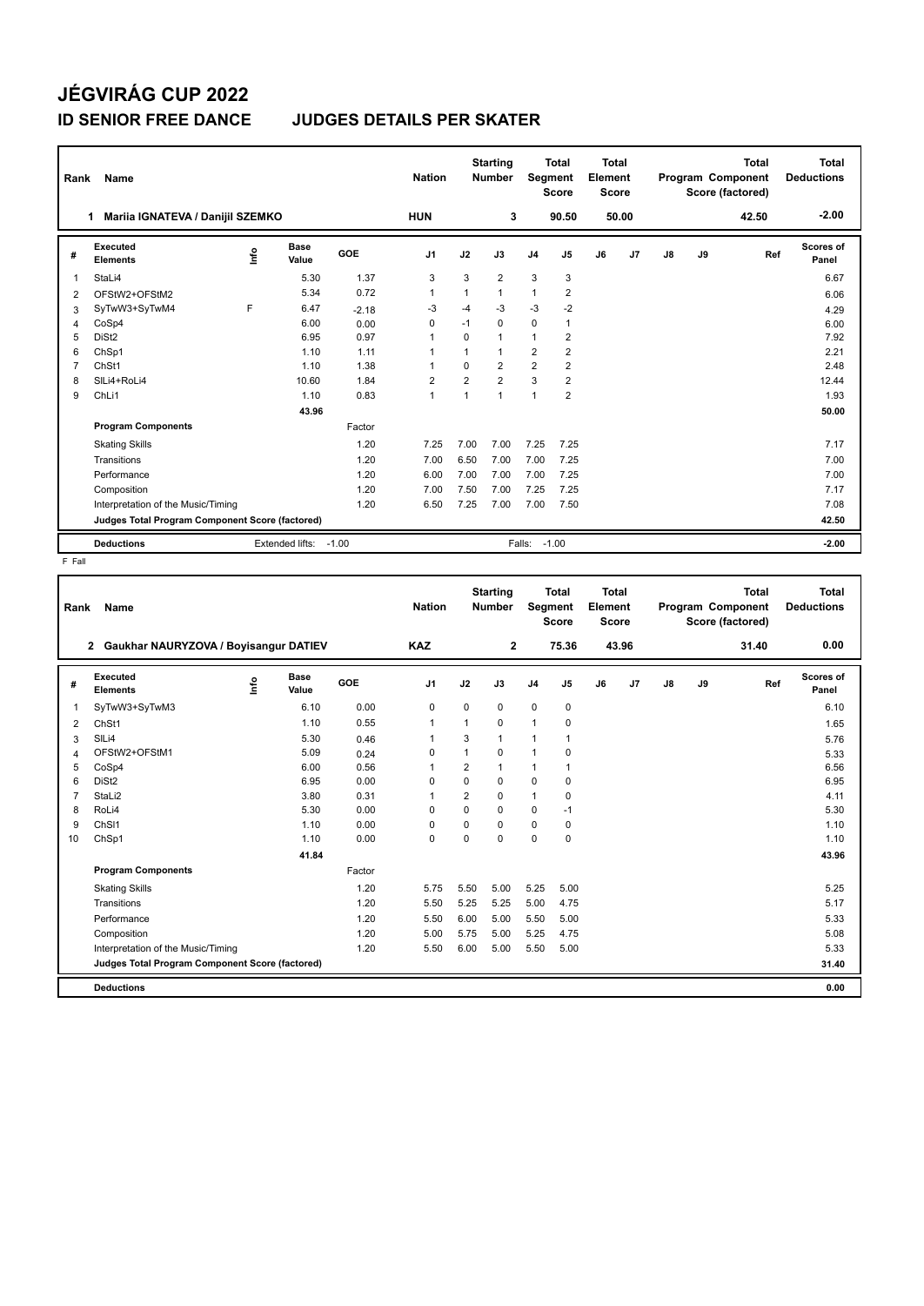# JÉGVIRÁG CUP 2022

## ID SENIOR FREE DANCE JUDGES DETAILS PER SKATER

| Rank | Name | Nation | Starting Number | Total Segment Score | Total Element Score | Total Program Component Score (factored) | Total Deductions |
|---|---|---|---|---|---|---|---|
| 1 | Mariia IGNATEVA / Danijil SZEMKO | HUN | 3 | 90.50 | 50.00 | 42.50 | -2.00 |

| # | Executed Elements | Info | Base Value | GOE | J1 | J2 | J3 | J4 | J5 | J6 | J7 | J8 | J9 | Ref | Scores of Panel |
|---|---|---|---|---|---|---|---|---|---|---|---|---|---|---|---|
| 1 | StaLi4 | | 5.30 | 1.37 | 3 | 3 | 2 | 3 | 3 | | | | | | 6.67 |
| 2 | OFStW2+OFStM2 | | 5.34 | 0.72 | 1 | 1 | 1 | 1 | 2 | | | | | | 6.06 |
| 3 | SyTwW3+SyTwM4 | F | 6.47 | -2.18 | -3 | -4 | -3 | -3 | -2 | | | | | | 4.29 |
| 4 | CoSp4 | | 6.00 | 0.00 | 0 | -1 | 0 | 0 | 1 | | | | | | 6.00 |
| 5 | DiSt2 | | 6.95 | 0.97 | 1 | 0 | 1 | 1 | 2 | | | | | | 7.92 |
| 6 | ChSp1 | | 1.10 | 1.11 | 1 | 1 | 1 | 2 | 2 | | | | | | 2.21 |
| 7 | ChSt1 | | 1.10 | 1.38 | 1 | 0 | 2 | 2 | 2 | | | | | | 2.48 |
| 8 | SlLi4+RoLi4 | | 10.60 | 1.84 | 2 | 2 | 2 | 3 | 2 | | | | | | 12.44 |
| 9 | ChLi1 | | 1.10 | 0.83 | 1 | 1 | 1 | 1 | 2 | | | | | | 1.93 |
| | | | 43.96 | | | | | | | | | | | | 50.00 |
| | **Program Components** | | | Factor | | | | | | | | | | | |
| | Skating Skills | | | 1.20 | 7.25 | 7.00 | 7.00 | 7.25 | 7.25 | | | | | | 7.17 |
| | Transitions | | | 1.20 | 7.00 | 6.50 | 7.00 | 7.00 | 7.25 | | | | | | 7.00 |
| | Performance | | | 1.20 | 6.00 | 7.00 | 7.00 | 7.00 | 7.25 | | | | | | 7.00 |
| | Composition | | | 1.20 | 7.00 | 7.50 | 7.00 | 7.25 | 7.25 | | | | | | 7.17 |
| | Interpretation of the Music/Timing | | | 1.20 | 6.50 | 7.25 | 7.00 | 7.00 | 7.50 | | | | | | 7.08 |
| | **Judges Total Program Component Score (factored)** | | | | | | | | | | | | | | 42.50 |
| | **Deductions** | | Extended lifts: | -1.00 | | | Falls: | -1.00 | | | | | | | -2.00 |

F Fall

| Rank | Name | Nation | Starting Number | Total Segment Score | Total Element Score | Total Program Component Score (factored) | Total Deductions |
|---|---|---|---|---|---|---|---|
| 2 | Gaukhar NAURYZOVA / Boyisangur DATIEV | KAZ | 2 | 75.36 | 43.96 | 31.40 | 0.00 |

| # | Executed Elements | Info | Base Value | GOE | J1 | J2 | J3 | J4 | J5 | J6 | J7 | J8 | J9 | Ref | Scores of Panel |
|---|---|---|---|---|---|---|---|---|---|---|---|---|---|---|---|
| 1 | SyTwW3+SyTwM3 | | 6.10 | 0.00 | 0 | 0 | 0 | 0 | 0 | | | | | | 6.10 |
| 2 | ChSt1 | | 1.10 | 0.55 | 1 | 1 | 0 | 1 | 0 | | | | | | 1.65 |
| 3 | SlLi4 | | 5.30 | 0.46 | 1 | 3 | 1 | 1 | 1 | | | | | | 5.76 |
| 4 | OFStW2+OFStM1 | | 5.09 | 0.24 | 0 | 1 | 0 | 1 | 0 | | | | | | 5.33 |
| 5 | CoSp4 | | 6.00 | 0.56 | 1 | 2 | 1 | 1 | 1 | | | | | | 6.56 |
| 6 | DiSt2 | | 6.95 | 0.00 | 0 | 0 | 0 | 0 | 0 | | | | | | 6.95 |
| 7 | StaLi2 | | 3.80 | 0.31 | 1 | 2 | 0 | 1 | 0 | | | | | | 4.11 |
| 8 | RoLi4 | | 5.30 | 0.00 | 0 | 0 | 0 | 0 | -1 | | | | | | 5.30 |
| 9 | ChSl1 | | 1.10 | 0.00 | 0 | 0 | 0 | 0 | 0 | | | | | | 1.10 |
| 10 | ChSp1 | | 1.10 | 0.00 | 0 | 0 | 0 | 0 | 0 | | | | | | 1.10 |
| | | | 41.84 | | | | | | | | | | | | 43.96 |
| | **Program Components** | | | Factor | | | | | | | | | | | |
| | Skating Skills | | | 1.20 | 5.75 | 5.50 | 5.00 | 5.25 | 5.00 | | | | | | 5.25 |
| | Transitions | | | 1.20 | 5.50 | 5.25 | 5.25 | 5.00 | 4.75 | | | | | | 5.17 |
| | Performance | | | 1.20 | 5.50 | 6.00 | 5.00 | 5.50 | 5.00 | | | | | | 5.33 |
| | Composition | | | 1.20 | 5.00 | 5.75 | 5.00 | 5.25 | 4.75 | | | | | | 5.08 |
| | Interpretation of the Music/Timing | | | 1.20 | 5.50 | 6.00 | 5.00 | 5.50 | 5.00 | | | | | | 5.33 |
| | **Judges Total Program Component Score (factored)** | | | | | | | | | | | | | | 31.40 |
| | **Deductions** | | | | | | | | | | | | | | 0.00 |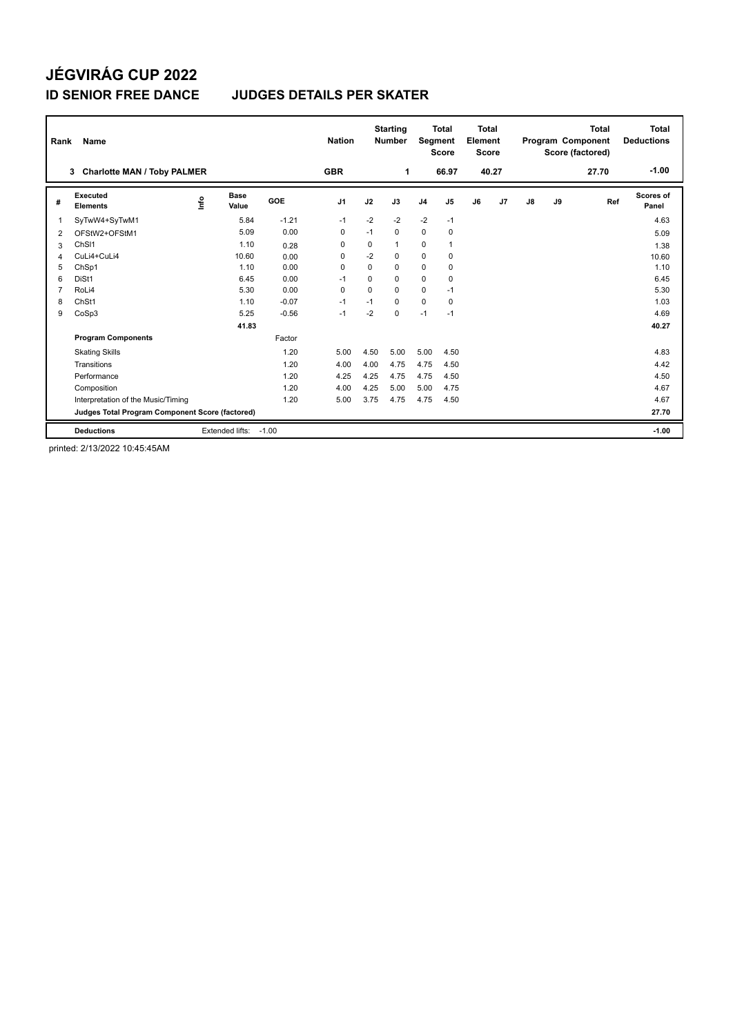# JÉGVIRÁG CUP 2022

## ID SENIOR FREE DANCE JUDGES DETAILS PER SKATER

| Rank | Name | Nation | Starting Number | Total Segment Score | Total Element Score | Total Program Component Score (factored) | Total Deductions |
|---|---|---|---|---|---|---|---|
| 3 | Charlotte MAN / Toby PALMER | GBR | 1 | 66.97 | 40.27 | 27.70 | -1.00 |

| # | Executed Elements | Info | Base Value | GOE | J1 | J2 | J3 | J4 | J5 | J6 | J7 | J8 | J9 | Ref | Scores of Panel |
|---|---|---|---|---|---|---|---|---|---|---|---|---|---|---|---|
| 1 | SyTwW4+SyTwM1 | | 5.84 | -1.21 | -1 | -2 | -2 | -2 | -1 | | | | | | 4.63 |
| 2 | OFStW2+OFStM1 | | 5.09 | 0.00 | 0 | -1 | 0 | 0 | 0 | | | | | | 5.09 |
| 3 | ChSl1 | | 1.10 | 0.28 | 0 | 0 | 1 | 0 | 1 | | | | | | 1.38 |
| 4 | CuLi4+CuLi4 | | 10.60 | 0.00 | 0 | -2 | 0 | 0 | 0 | | | | | | 10.60 |
| 5 | ChSp1 | | 1.10 | 0.00 | 0 | 0 | 0 | 0 | 0 | | | | | | 1.10 |
| 6 | DiSt1 | | 6.45 | 0.00 | -1 | 0 | 0 | 0 | 0 | | | | | | 6.45 |
| 7 | RoLi4 | | 5.30 | 0.00 | 0 | 0 | 0 | 0 | -1 | | | | | | 5.30 |
| 8 | ChSt1 | | 1.10 | -0.07 | -1 | -1 | 0 | 0 | 0 | | | | | | 1.03 |
| 9 | CoSp3 | | 5.25 | -0.56 | -1 | -2 | 0 | -1 | -1 | | | | | | 4.69 |
| | | | 41.83 | | | | | | | | | | | | 40.27 |
| | **Program Components** | | | Factor | | | | | | | | | | | |
| | Skating Skills | | | 1.20 | 5.00 | 4.50 | 5.00 | 5.00 | 4.50 | | | | | | 4.83 |
| | Transitions | | | 1.20 | 4.00 | 4.00 | 4.75 | 4.75 | 4.50 | | | | | | 4.42 |
| | Performance | | | 1.20 | 4.25 | 4.25 | 4.75 | 4.75 | 4.50 | | | | | | 4.50 |
| | Composition | | | 1.20 | 4.00 | 4.25 | 5.00 | 5.00 | 4.75 | | | | | | 4.67 |
| | Interpretation of the Music/Timing | | | 1.20 | 5.00 | 3.75 | 4.75 | 4.75 | 4.50 | | | | | | 4.67 |
| | **Judges Total Program Component Score (factored)** | | | | | | | | | | | | | | 27.70 |
| | **Deductions** | | Extended lifts: | -1.00 | | | | | | | | | | | -1.00 |

printed: 2/13/2022 10:45:45AM